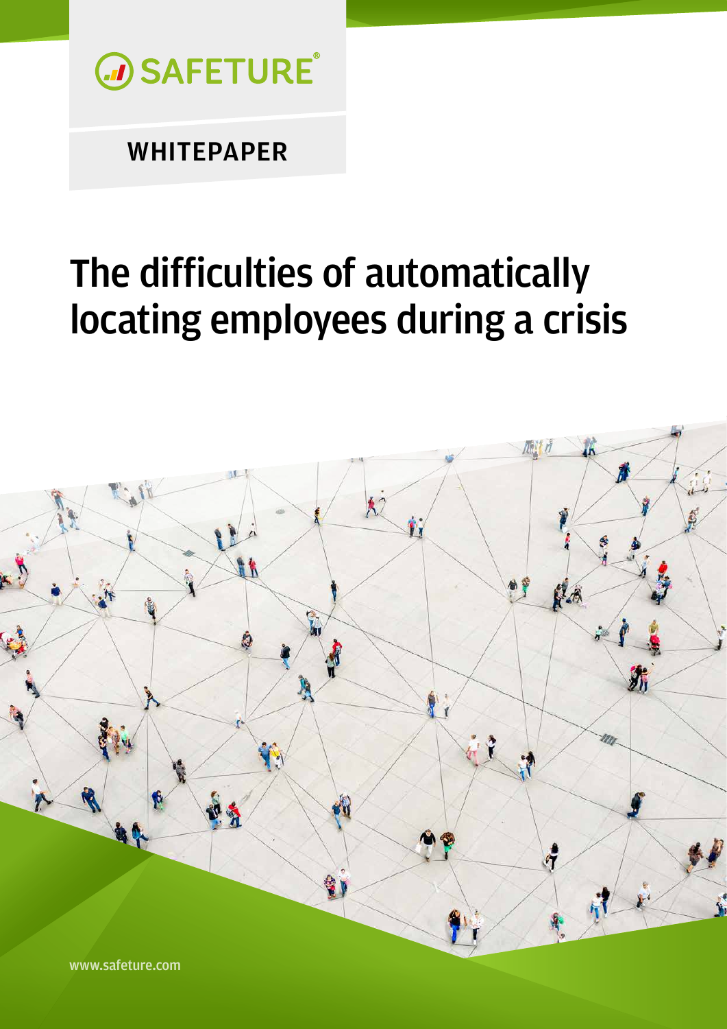SAFETURE®

WHITEPAPER

# The difficulties of automatically locating employees during a crisis

www.safeture.com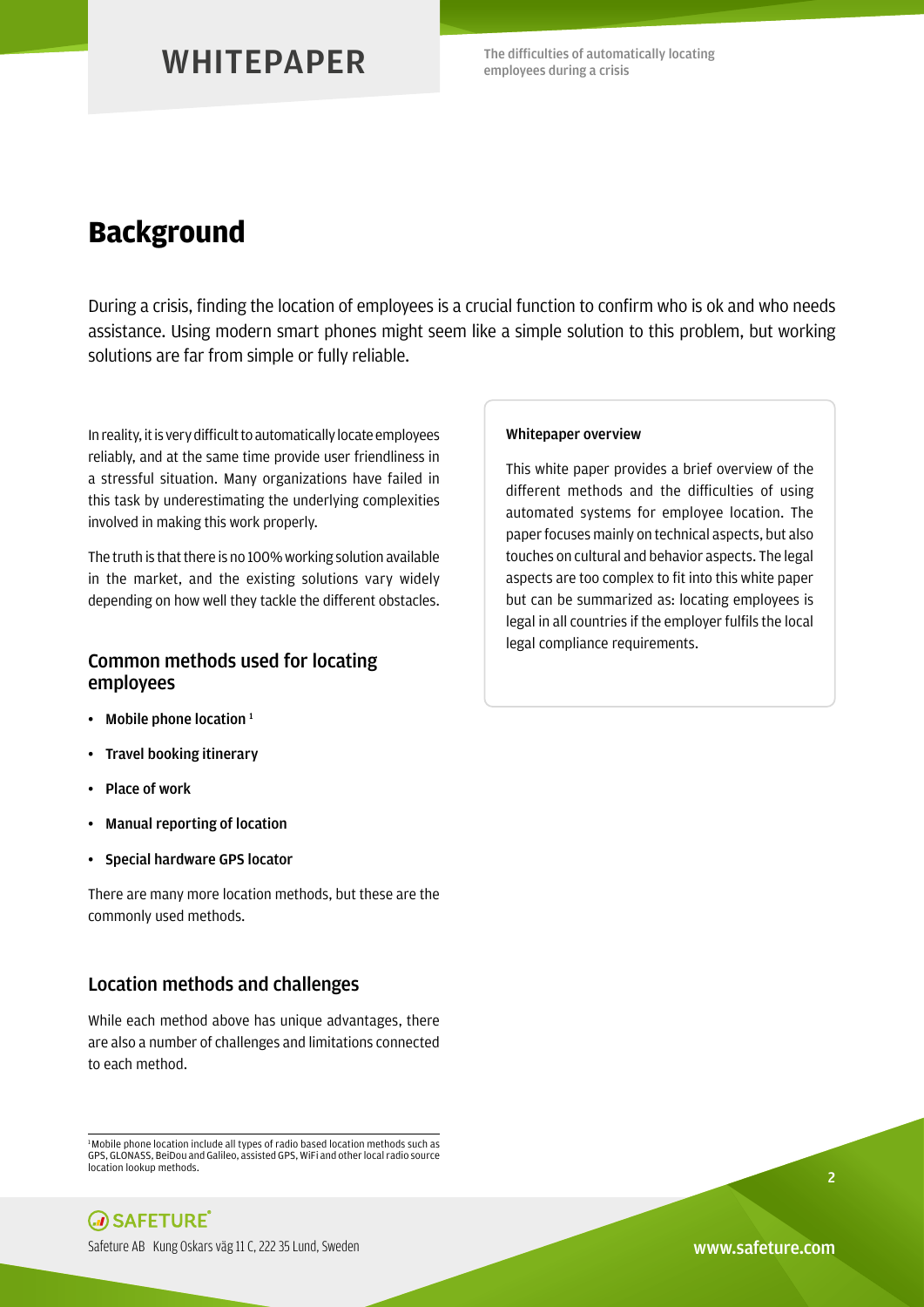# Background

During a crisis, finding the location of employees is a crucial function to confirm who is ok and who needs assistance. Using modern smart phones might seem like a simple solution to this problem, but working solutions are far from simple or fully reliable.

In reality, it is very difficult to automatically locate employees reliably, and at the same time provide user friendliness in a stressful situation. Many organizations have failed in this task by underestimating the underlying complexities involved in making this work properly.

The truth is that there is no 100% working solution available in the market, and the existing solutions vary widely depending on how well they tackle the different obstacles.

## Common methods used for locating employees

- **Mobile phone location** [1]
- **Travel booking itinerary**
- **Place of work**
- **Manual reporting of location**
- **Special hardware GPS locator**

There are many more location methods, but these are the commonly used methods.

## Location methods and challenges

While each method above has unique advantages, there are also a number of challenges and limitations connected to each method.

**Whitepaper overview**

This white paper provides a brief overview of the different methods and the difficulties of using automated systems for employee location. The paper focuses mainly on technical aspects, but also touches on cultural and behavior aspects. The legal aspects are too complex to fit into this white paper but can be summarized as: locating employees is legal in all countries if the employer fulfils the local legal compliance requirements.

[1] Mobile phone location include all types of radio based location methods such as GPS, GLONASS, BeiDou and Galileo, assisted GPS, WiFi and other local radio source location lookup methods.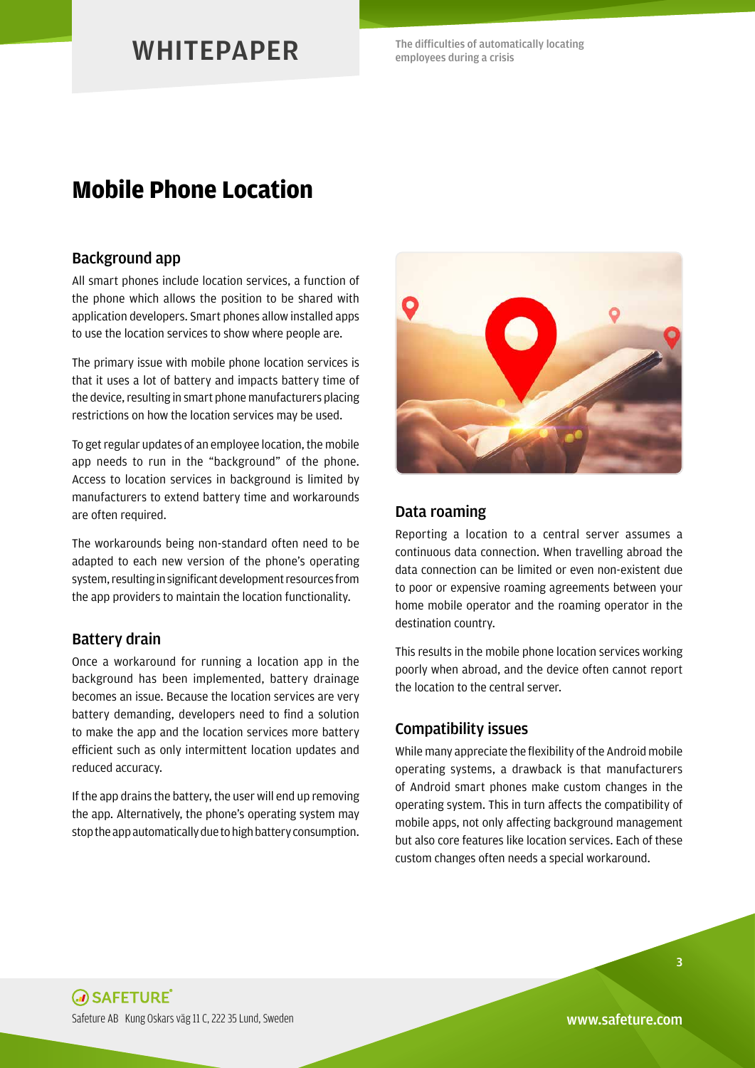# Mobile Phone Location

## Background app

All smart phones include location services, a function of the phone which allows the position to be shared with application developers. Smart phones allow installed apps to use the location services to show where people are.

The primary issue with mobile phone location services is that it uses a lot of battery and impacts battery time of the device, resulting in smart phone manufacturers placing restrictions on how the location services may be used.

To get regular updates of an employee location, the mobile app needs to run in the "background" of the phone. Access to location services in background is limited by manufacturers to extend battery time and workarounds are often required.

The workarounds being non-standard often need to be adapted to each new version of the phone's operating system, resulting in significant development resources from the app providers to maintain the location functionality.

## Battery drain

Once a workaround for running a location app in the background has been implemented, battery drainage becomes an issue. Because the location services are very battery demanding, developers need to find a solution to make the app and the location services more battery efficient such as only intermittent location updates and reduced accuracy.

If the app drains the battery, the user will end up removing the app. Alternatively, the phone's operating system may stop the app automatically due to high battery consumption.

## Data roaming

Reporting a location to a central server assumes a continuous data connection. When travelling abroad the data connection can be limited or even non-existent due to poor or expensive roaming agreements between your home mobile operator and the roaming operator in the destination country.

This results in the mobile phone location services working poorly when abroad, and the device often cannot report the location to the central server.

## Compatibility issues

While many appreciate the flexibility of the Android mobile operating systems, a drawback is that manufacturers of Android smart phones make custom changes in the operating system. This in turn affects the compatibility of mobile apps, not only affecting background management but also core features like location services. Each of these custom changes often needs a special workaround.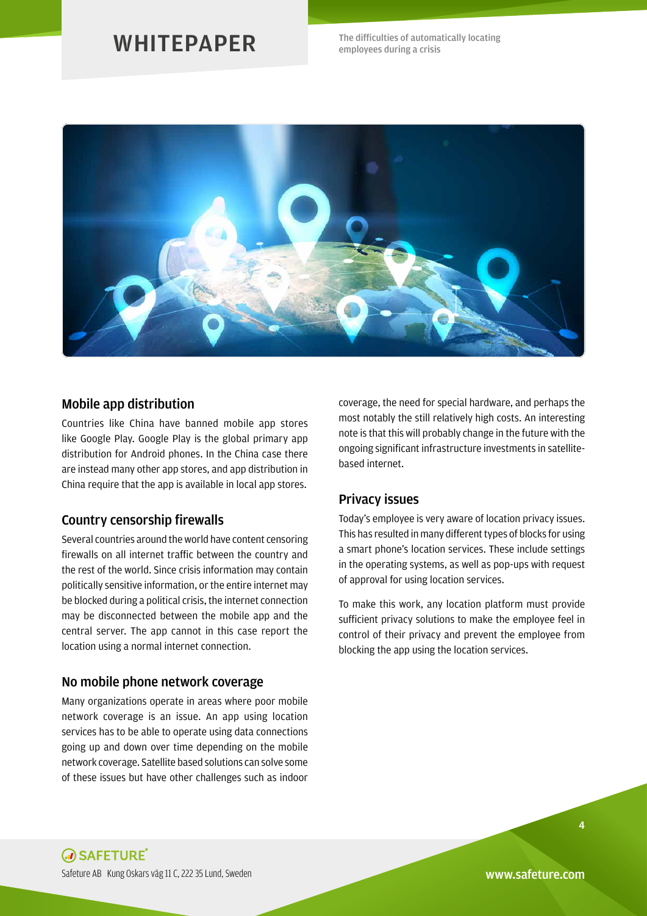## Mobile app distribution

Countries like China have banned mobile app stores like Google Play. Google Play is the global primary app distribution for Android phones. In the China case there are instead many other app stores, and app distribution in China require that the app is available in local app stores.

## Country censorship firewalls

Several countries around the world have content censoring firewalls on all internet traffic between the country and the rest of the world. Since crisis information may contain politically sensitive information, or the entire internet may be blocked during a political crisis, the internet connection may be disconnected between the mobile app and the central server. The app cannot in this case report the location using a normal internet connection.

## No mobile phone network coverage

Many organizations operate in areas where poor mobile network coverage is an issue. An app using location services has to be able to operate using data connections going up and down over time depending on the mobile network coverage. Satellite based solutions can solve some of these issues but have other challenges such as indoor coverage, the need for special hardware, and perhaps the most notably the still relatively high costs. An interesting note is that this will probably change in the future with the ongoing significant infrastructure investments in satellite-based internet.

## Privacy issues

Today's employee is very aware of location privacy issues. This has resulted in many different types of blocks for using a smart phone's location services. These include settings in the operating systems, as well as pop-ups with request of approval for using location services.

To make this work, any location platform must provide sufficient privacy solutions to make the employee feel in control of their privacy and prevent the employee from blocking the app using the location services.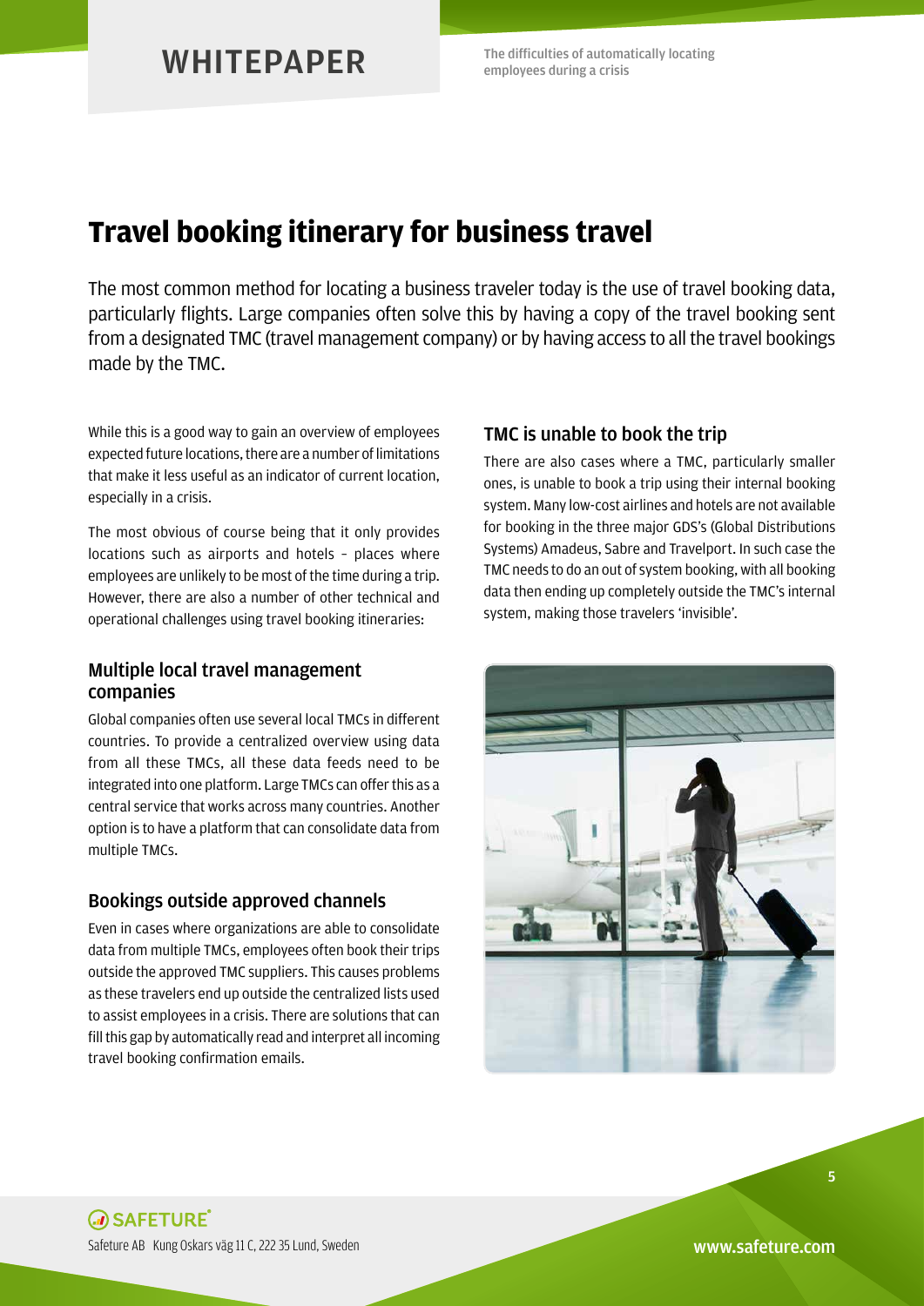# Travel booking itinerary for business travel

The most common method for locating a business traveler today is the use of travel booking data, particularly flights. Large companies often solve this by having a copy of the travel booking sent from a designated TMC (travel management company) or by having access to all the travel bookings made by the TMC.

While this is a good way to gain an overview of employees expected future locations, there are a number of limitations that make it less useful as an indicator of current location, especially in a crisis.

The most obvious of course being that it only provides locations such as airports and hotels – places where employees are unlikely to be most of the time during a trip. However, there are also a number of other technical and operational challenges using travel booking itineraries:

## Multiple local travel management companies

Global companies often use several local TMCs in different countries. To provide a centralized overview using data from all these TMCs, all these data feeds need to be integrated into one platform. Large TMCs can offer this as a central service that works across many countries. Another option is to have a platform that can consolidate data from multiple TMCs.

## Bookings outside approved channels

Even in cases where organizations are able to consolidate data from multiple TMCs, employees often book their trips outside the approved TMC suppliers. This causes problems as these travelers end up outside the centralized lists used to assist employees in a crisis. There are solutions that can fill this gap by automatically read and interpret all incoming travel booking confirmation emails.

## TMC is unable to book the trip

There are also cases where a TMC, particularly smaller ones, is unable to book a trip using their internal booking system. Many low-cost airlines and hotels are not available for booking in the three major GDS's (Global Distributions Systems) Amadeus, Sabre and Travelport. In such case the TMC needs to do an out of system booking, with all booking data then ending up completely outside the TMC's internal system, making those travelers 'invisible'.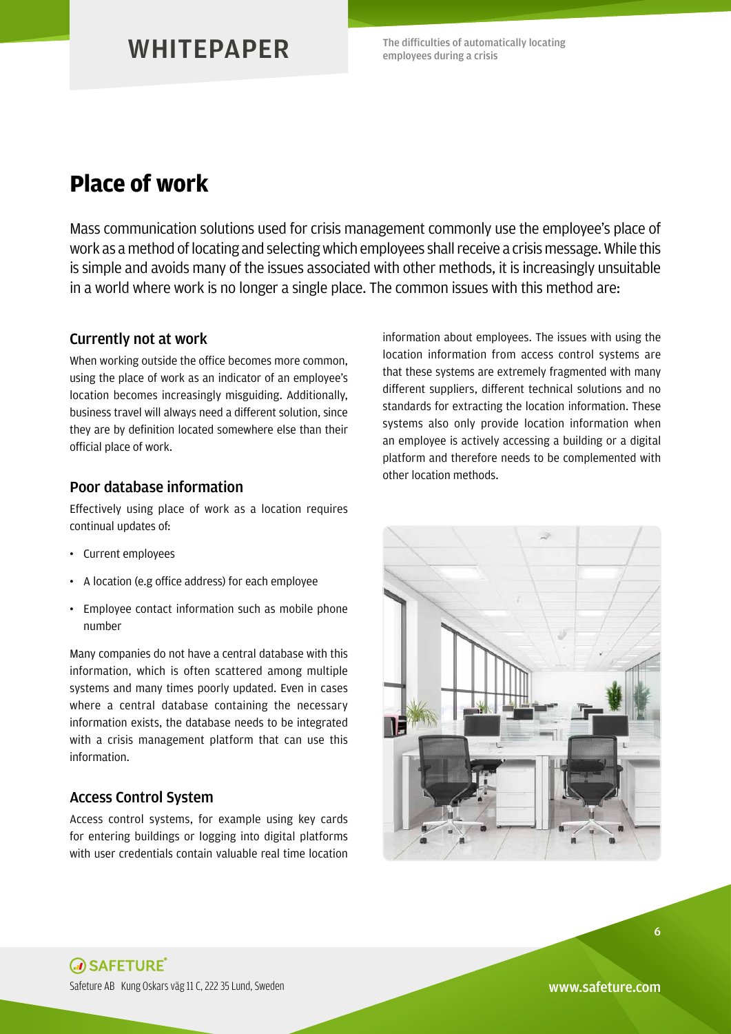# Place of work

Mass communication solutions used for crisis management commonly use the employee's place of work as a method of locating and selecting which employees shall receive a crisis message. While this is simple and avoids many of the issues associated with other methods, it is increasingly unsuitable in a world where work is no longer a single place. The common issues with this method are:

### Currently not at work

When working outside the office becomes more common, using the place of work as an indicator of an employee's location becomes increasingly misguiding. Additionally, business travel will always need a different solution, since they are by definition located somewhere else than their official place of work.

### Poor database information

Effectively using place of work as a location requires continual updates of:

- Current employees
- A location (e.g office address) for each employee
- Employee contact information such as mobile phone number

Many companies do not have a central database with this information, which is often scattered among multiple systems and many times poorly updated. Even in cases where a central database containing the necessary information exists, the database needs to be integrated with a crisis management platform that can use this information.

### Access Control System

Access control systems, for example using key cards for entering buildings or logging into digital platforms with user credentials contain valuable real time location information about employees. The issues with using the location information from access control systems are that these systems are extremely fragmented with many different suppliers, different technical solutions and no standards for extracting the location information. These systems also only provide location information when an employee is actively accessing a building or a digital platform and therefore needs to be complemented with other location methods.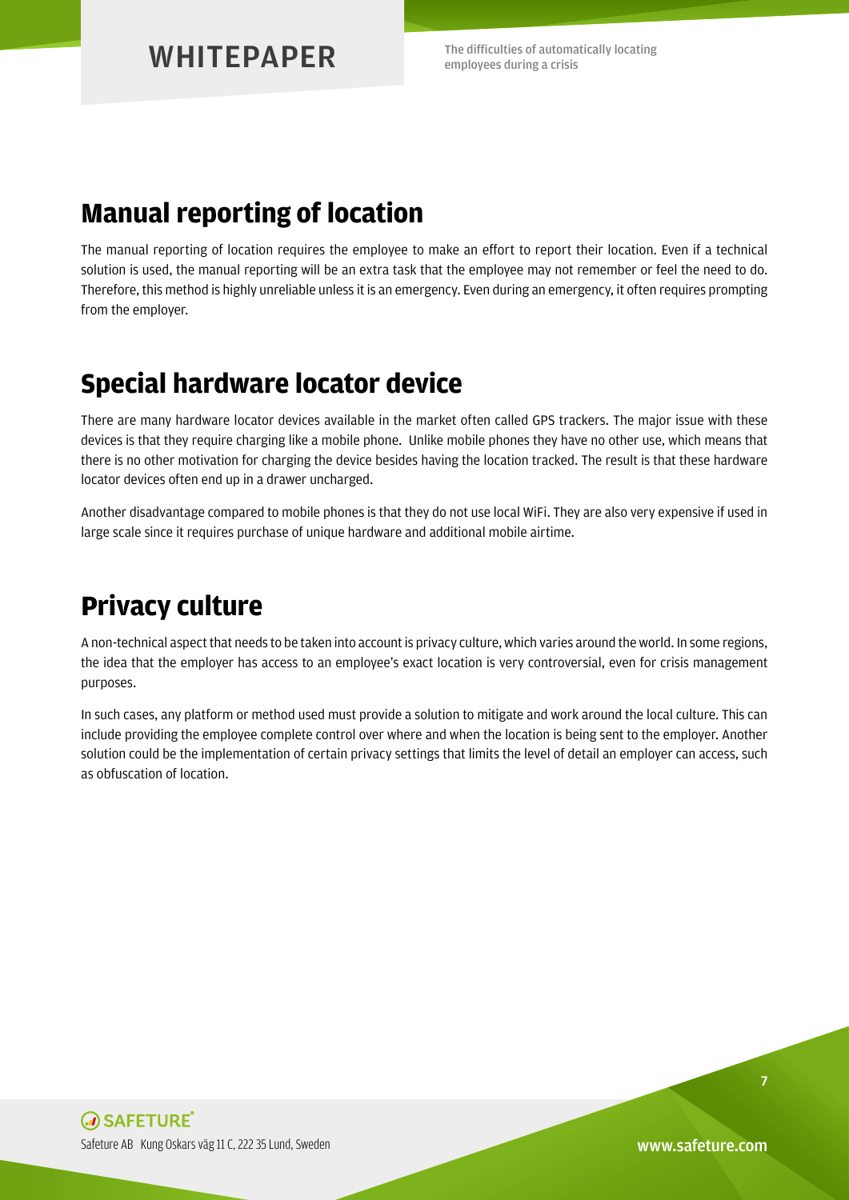## Manual reporting of location

The manual reporting of location requires the employee to make an effort to report their location. Even if a technical solution is used, the manual reporting will be an extra task that the employee may not remember or feel the need to do. Therefore, this method is highly unreliable unless it is an emergency. Even during an emergency, it often requires prompting from the employer.

## Special hardware locator device

There are many hardware locator devices available in the market often called GPS trackers. The major issue with these devices is that they require charging like a mobile phone. Unlike mobile phones they have no other use, which means that there is no other motivation for charging the device besides having the location tracked. The result is that these hardware locator devices often end up in a drawer uncharged.

Another disadvantage compared to mobile phones is that they do not use local WiFi. They are also very expensive if used in large scale since it requires purchase of unique hardware and additional mobile airtime.

## Privacy culture

A non-technical aspect that needs to be taken into account is privacy culture, which varies around the world. In some regions, the idea that the employer has access to an employee's exact location is very controversial, even for crisis management purposes.

In such cases, any platform or method used must provide a solution to mitigate and work around the local culture. This can include providing the employee complete control over where and when the location is being sent to the employer. Another solution could be the implementation of certain privacy settings that limits the level of detail an employer can access, such as obfuscation of location.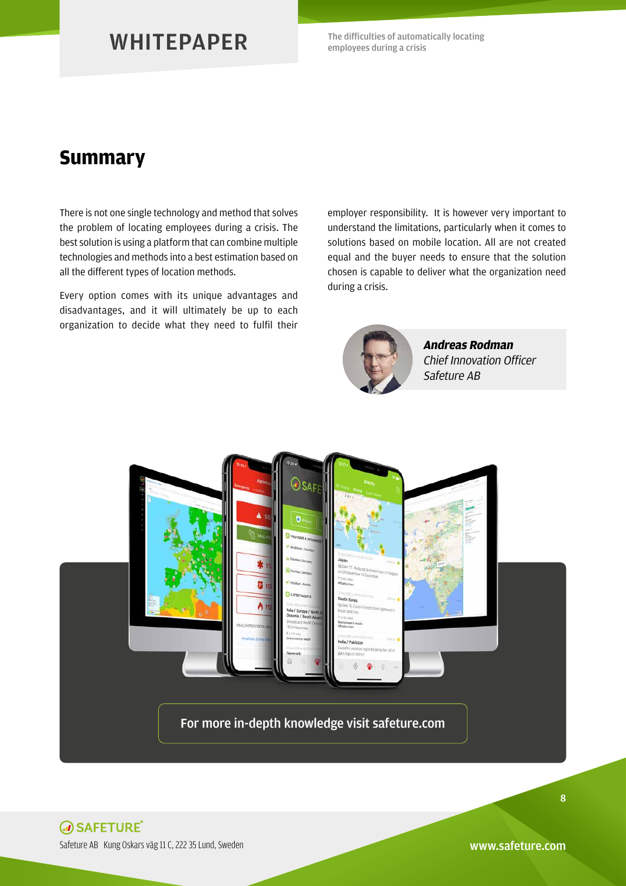## Summary

There is not one single technology and method that solves the problem of locating employees during a crisis. The best solution is using a platform that can combine multiple technologies and methods into a best estimation based on all the different types of location methods.

Every option comes with its unique advantages and disadvantages, and it will ultimately be up to each organization to decide what they need to fulfil their employer responsibility. It is however very important to understand the limitations, particularly when it comes to solutions based on mobile location. All are not created equal and the buyer needs to ensure that the solution chosen is capable to deliver what the organization need during a crisis.

***Andreas Rodman***
*Chief Innovation Officer*
*Safeture AB*

For more in-depth knowledge visit safeture.com

SAFETURE

Safeture AB Kung Oskars väg 11 C, 222 35 Lund, Sweden

www.safeture.com